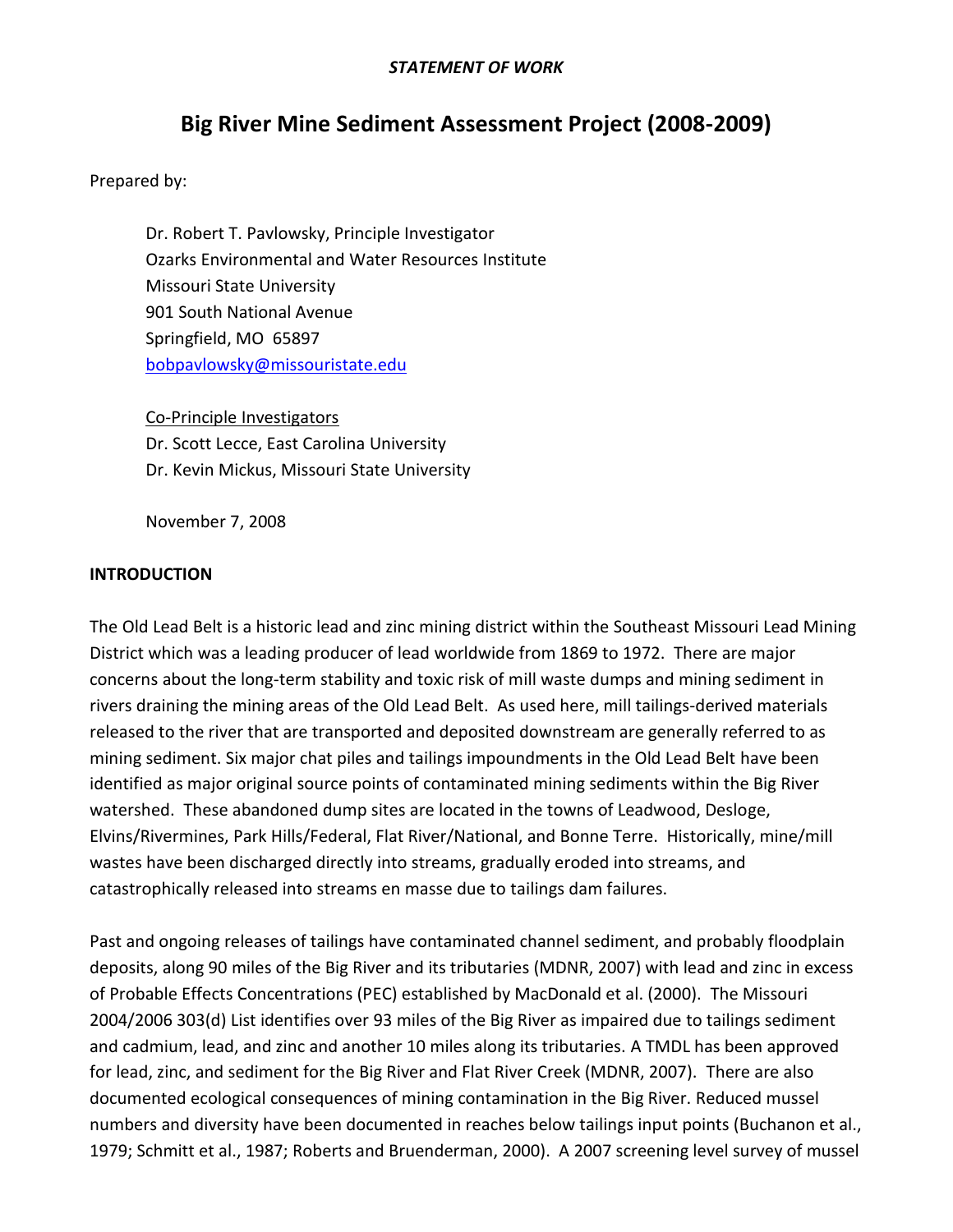*STATEMENT OF WORK*

# Big River Mine Sediment Assessment Project (2008-2009)

Prepared by:

Dr. Robert T. Pavlowsky, Principle Investigator
Ozarks Environmental and Water Resources Institute
Missouri State University
901 South National Avenue
Springfield, MO 65897
bobpavlowsky@missouristate.edu

Co-Principle Investigators
Dr. Scott Lecce, East Carolina University
Dr. Kevin Mickus, Missouri State University

November 7, 2008

## INTRODUCTION

The Old Lead Belt is a historic lead and zinc mining district within the Southeast Missouri Lead Mining District which was a leading producer of lead worldwide from 1869 to 1972. There are major concerns about the long-term stability and toxic risk of mill waste dumps and mining sediment in rivers draining the mining areas of the Old Lead Belt. As used here, mill tailings-derived materials released to the river that are transported and deposited downstream are generally referred to as mining sediment. Six major chat piles and tailings impoundments in the Old Lead Belt have been identified as major original source points of contaminated mining sediments within the Big River watershed. These abandoned dump sites are located in the towns of Leadwood, Desloge, Elvins/Rivermines, Park Hills/Federal, Flat River/National, and Bonne Terre. Historically, mine/mill wastes have been discharged directly into streams, gradually eroded into streams, and catastrophically released into streams en masse due to tailings dam failures.

Past and ongoing releases of tailings have contaminated channel sediment, and probably floodplain deposits, along 90 miles of the Big River and its tributaries (MDNR, 2007) with lead and zinc in excess of Probable Effects Concentrations (PEC) established by MacDonald et al. (2000). The Missouri 2004/2006 303(d) List identifies over 93 miles of the Big River as impaired due to tailings sediment and cadmium, lead, and zinc and another 10 miles along its tributaries. A TMDL has been approved for lead, zinc, and sediment for the Big River and Flat River Creek (MDNR, 2007). There are also documented ecological consequences of mining contamination in the Big River. Reduced mussel numbers and diversity have been documented in reaches below tailings input points (Buchanon et al., 1979; Schmitt et al., 1987; Roberts and Bruenderman, 2000). A 2007 screening level survey of mussel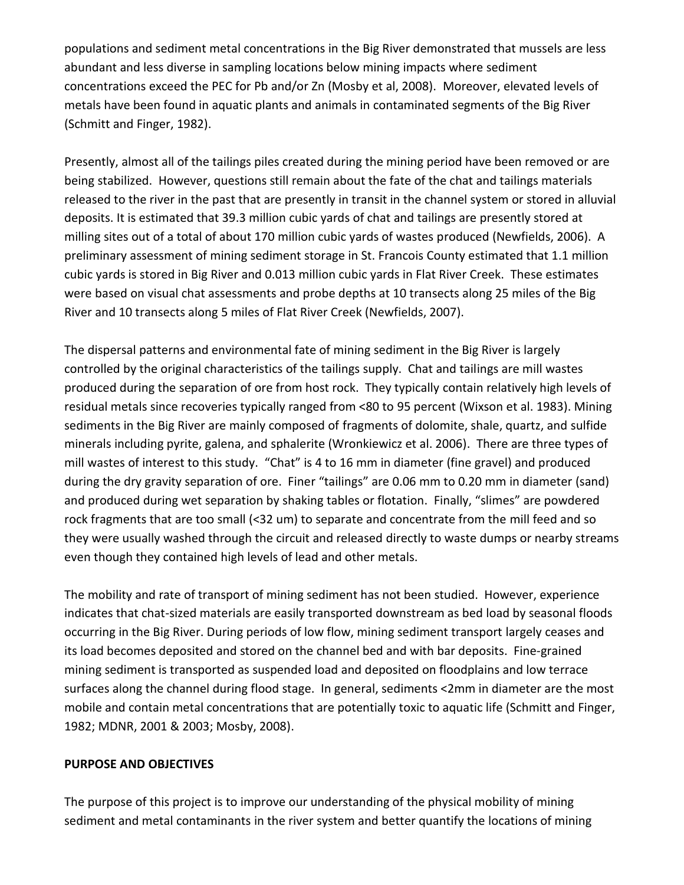populations and sediment metal concentrations in the Big River demonstrated that mussels are less abundant and less diverse in sampling locations below mining impacts where sediment concentrations exceed the PEC for Pb and/or Zn (Mosby et al, 2008). Moreover, elevated levels of metals have been found in aquatic plants and animals in contaminated segments of the Big River (Schmitt and Finger, 1982).

Presently, almost all of the tailings piles created during the mining period have been removed or are being stabilized. However, questions still remain about the fate of the chat and tailings materials released to the river in the past that are presently in transit in the channel system or stored in alluvial deposits. It is estimated that 39.3 million cubic yards of chat and tailings are presently stored at milling sites out of a total of about 170 million cubic yards of wastes produced (Newfields, 2006). A preliminary assessment of mining sediment storage in St. Francois County estimated that 1.1 million cubic yards is stored in Big River and 0.013 million cubic yards in Flat River Creek. These estimates were based on visual chat assessments and probe depths at 10 transects along 25 miles of the Big River and 10 transects along 5 miles of Flat River Creek (Newfields, 2007).

The dispersal patterns and environmental fate of mining sediment in the Big River is largely controlled by the original characteristics of the tailings supply. Chat and tailings are mill wastes produced during the separation of ore from host rock. They typically contain relatively high levels of residual metals since recoveries typically ranged from <80 to 95 percent (Wixson et al. 1983). Mining sediments in the Big River are mainly composed of fragments of dolomite, shale, quartz, and sulfide minerals including pyrite, galena, and sphalerite (Wronkiewicz et al. 2006). There are three types of mill wastes of interest to this study. "Chat" is 4 to 16 mm in diameter (fine gravel) and produced during the dry gravity separation of ore. Finer "tailings" are 0.06 mm to 0.20 mm in diameter (sand) and produced during wet separation by shaking tables or flotation. Finally, "slimes" are powdered rock fragments that are too small (<32 um) to separate and concentrate from the mill feed and so they were usually washed through the circuit and released directly to waste dumps or nearby streams even though they contained high levels of lead and other metals.

The mobility and rate of transport of mining sediment has not been studied. However, experience indicates that chat-sized materials are easily transported downstream as bed load by seasonal floods occurring in the Big River. During periods of low flow, mining sediment transport largely ceases and its load becomes deposited and stored on the channel bed and with bar deposits. Fine-grained mining sediment is transported as suspended load and deposited on floodplains and low terrace surfaces along the channel during flood stage. In general, sediments <2mm in diameter are the most mobile and contain metal concentrations that are potentially toxic to aquatic life (Schmitt and Finger, 1982; MDNR, 2001 & 2003; Mosby, 2008).

## PURPOSE AND OBJECTIVES

The purpose of this project is to improve our understanding of the physical mobility of mining sediment and metal contaminants in the river system and better quantify the locations of mining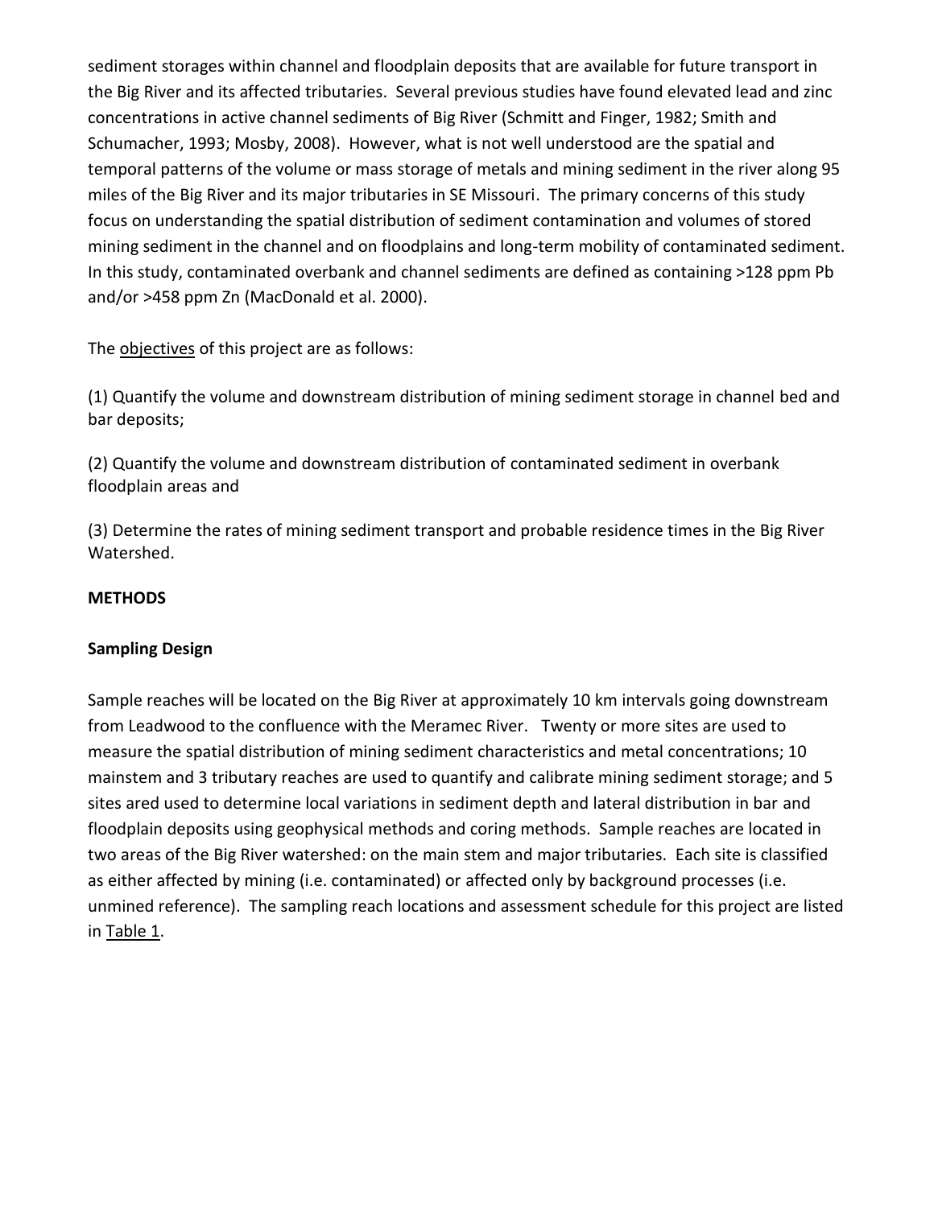sediment storages within channel and floodplain deposits that are available for future transport in the Big River and its affected tributaries. Several previous studies have found elevated lead and zinc concentrations in active channel sediments of Big River (Schmitt and Finger, 1982; Smith and Schumacher, 1993; Mosby, 2008). However, what is not well understood are the spatial and temporal patterns of the volume or mass storage of metals and mining sediment in the river along 95 miles of the Big River and its major tributaries in SE Missouri. The primary concerns of this study focus on understanding the spatial distribution of sediment contamination and volumes of stored mining sediment in the channel and on floodplains and long-term mobility of contaminated sediment. In this study, contaminated overbank and channel sediments are defined as containing >128 ppm Pb and/or >458 ppm Zn (MacDonald et al. 2000).

The objectives of this project are as follows:

(1) Quantify the volume and downstream distribution of mining sediment storage in channel bed and bar deposits;

(2) Quantify the volume and downstream distribution of contaminated sediment in overbank floodplain areas and

(3) Determine the rates of mining sediment transport and probable residence times in the Big River Watershed.

**METHODS**

**Sampling Design**

Sample reaches will be located on the Big River at approximately 10 km intervals going downstream from Leadwood to the confluence with the Meramec River. Twenty or more sites are used to measure the spatial distribution of mining sediment characteristics and metal concentrations; 10 mainstem and 3 tributary reaches are used to quantify and calibrate mining sediment storage; and 5 sites ared used to determine local variations in sediment depth and lateral distribution in bar and floodplain deposits using geophysical methods and coring methods. Sample reaches are located in two areas of the Big River watershed: on the main stem and major tributaries. Each site is classified as either affected by mining (i.e. contaminated) or affected only by background processes (i.e. unmined reference). The sampling reach locations and assessment schedule for this project are listed in Table 1.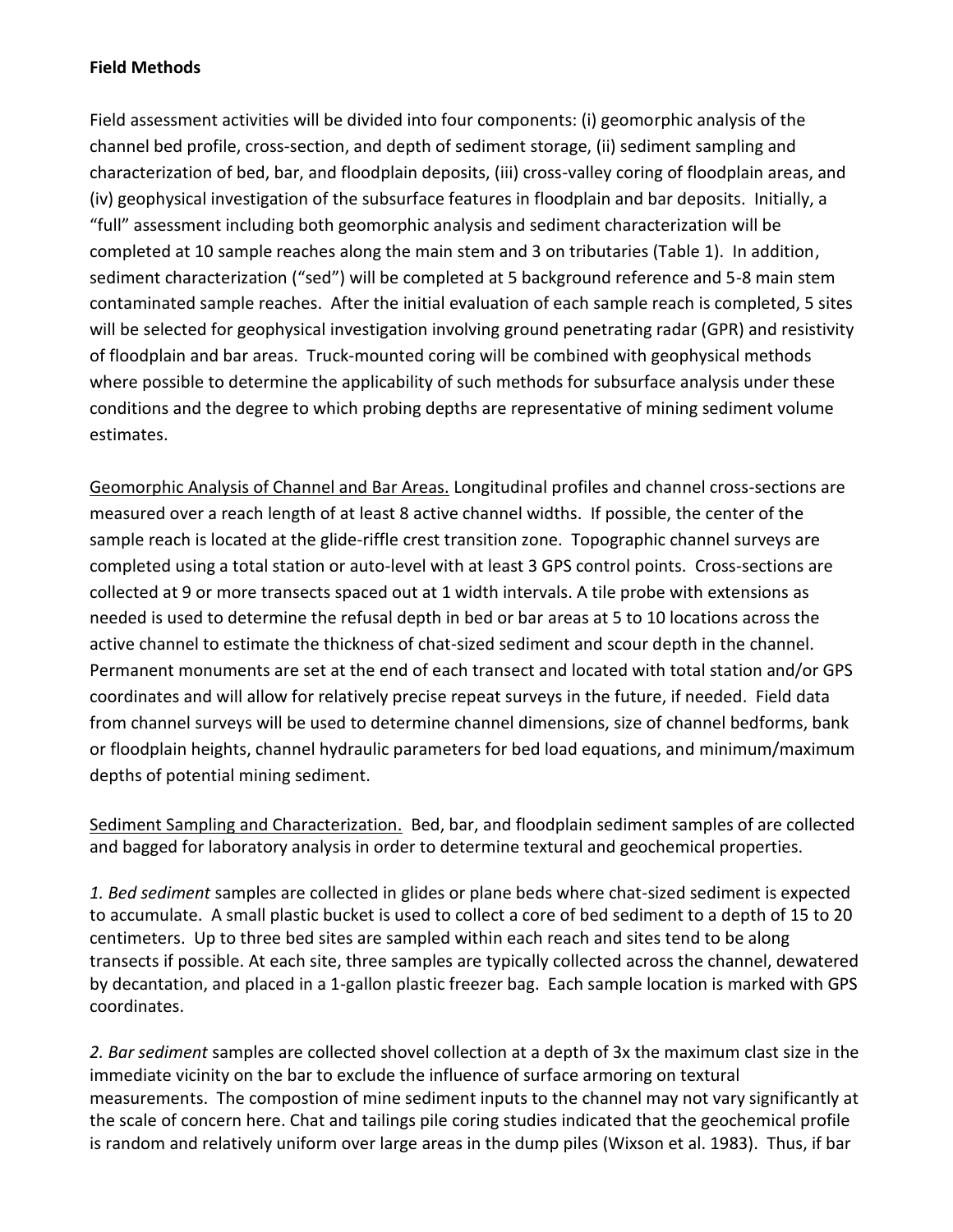**Field Methods**

Field assessment activities will be divided into four components: (i) geomorphic analysis of the channel bed profile, cross-section, and depth of sediment storage, (ii) sediment sampling and characterization of bed, bar, and floodplain deposits, (iii) cross-valley coring of floodplain areas, and (iv) geophysical investigation of the subsurface features in floodplain and bar deposits. Initially, a "full" assessment including both geomorphic analysis and sediment characterization will be completed at 10 sample reaches along the main stem and 3 on tributaries (Table 1). In addition, sediment characterization ("sed") will be completed at 5 background reference and 5-8 main stem contaminated sample reaches. After the initial evaluation of each sample reach is completed, 5 sites will be selected for geophysical investigation involving ground penetrating radar (GPR) and resistivity of floodplain and bar areas. Truck-mounted coring will be combined with geophysical methods where possible to determine the applicability of such methods for subsurface analysis under these conditions and the degree to which probing depths are representative of mining sediment volume estimates.

Geomorphic Analysis of Channel and Bar Areas. Longitudinal profiles and channel cross-sections are measured over a reach length of at least 8 active channel widths. If possible, the center of the sample reach is located at the glide-riffle crest transition zone. Topographic channel surveys are completed using a total station or auto-level with at least 3 GPS control points. Cross-sections are collected at 9 or more transects spaced out at 1 width intervals. A tile probe with extensions as needed is used to determine the refusal depth in bed or bar areas at 5 to 10 locations across the active channel to estimate the thickness of chat-sized sediment and scour depth in the channel. Permanent monuments are set at the end of each transect and located with total station and/or GPS coordinates and will allow for relatively precise repeat surveys in the future, if needed. Field data from channel surveys will be used to determine channel dimensions, size of channel bedforms, bank or floodplain heights, channel hydraulic parameters for bed load equations, and minimum/maximum depths of potential mining sediment.

Sediment Sampling and Characterization. Bed, bar, and floodplain sediment samples of are collected and bagged for laboratory analysis in order to determine textural and geochemical properties.

*1. Bed sediment* samples are collected in glides or plane beds where chat-sized sediment is expected to accumulate. A small plastic bucket is used to collect a core of bed sediment to a depth of 15 to 20 centimeters. Up to three bed sites are sampled within each reach and sites tend to be along transects if possible. At each site, three samples are typically collected across the channel, dewatered by decantation, and placed in a 1-gallon plastic freezer bag. Each sample location is marked with GPS coordinates.

*2. Bar sediment* samples are collected shovel collection at a depth of 3x the maximum clast size in the immediate vicinity on the bar to exclude the influence of surface armoring on textural measurements. The compostion of mine sediment inputs to the channel may not vary significantly at the scale of concern here. Chat and tailings pile coring studies indicated that the geochemical profile is random and relatively uniform over large areas in the dump piles (Wixson et al. 1983). Thus, if bar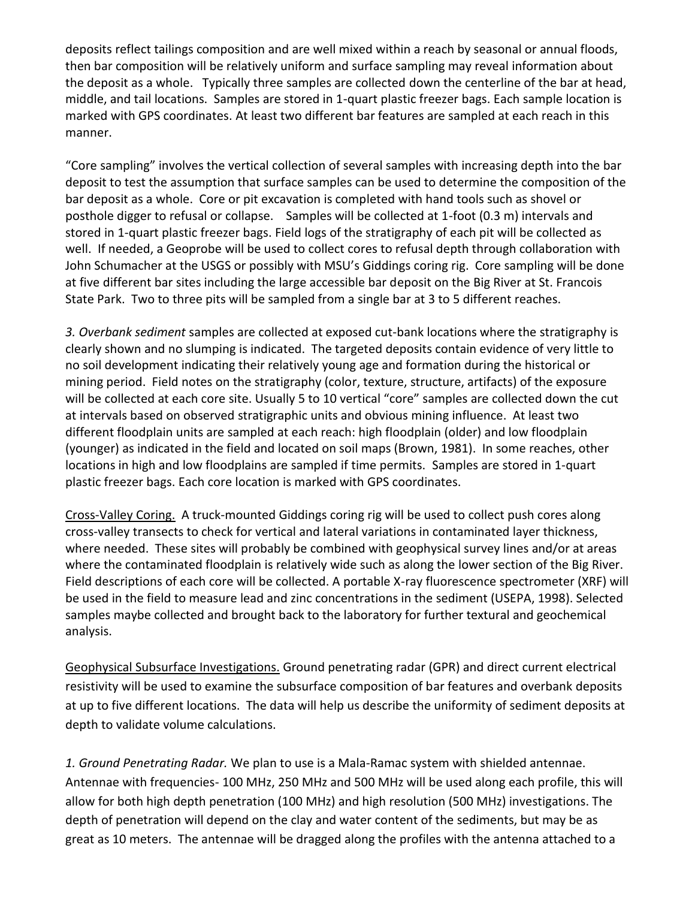deposits reflect tailings composition and are well mixed within a reach by seasonal or annual floods, then bar composition will be relatively uniform and surface sampling may reveal information about the deposit as a whole. Typically three samples are collected down the centerline of the bar at head, middle, and tail locations. Samples are stored in 1-quart plastic freezer bags. Each sample location is marked with GPS coordinates. At least two different bar features are sampled at each reach in this manner.

"Core sampling" involves the vertical collection of several samples with increasing depth into the bar deposit to test the assumption that surface samples can be used to determine the composition of the bar deposit as a whole. Core or pit excavation is completed with hand tools such as shovel or posthole digger to refusal or collapse. Samples will be collected at 1-foot (0.3 m) intervals and stored in 1-quart plastic freezer bags. Field logs of the stratigraphy of each pit will be collected as well. If needed, a Geoprobe will be used to collect cores to refusal depth through collaboration with John Schumacher at the USGS or possibly with MSU's Giddings coring rig. Core sampling will be done at five different bar sites including the large accessible bar deposit on the Big River at St. Francois State Park. Two to three pits will be sampled from a single bar at 3 to 5 different reaches.

*3. Overbank sediment* samples are collected at exposed cut-bank locations where the stratigraphy is clearly shown and no slumping is indicated. The targeted deposits contain evidence of very little to no soil development indicating their relatively young age and formation during the historical or mining period. Field notes on the stratigraphy (color, texture, structure, artifacts) of the exposure will be collected at each core site. Usually 5 to 10 vertical "core" samples are collected down the cut at intervals based on observed stratigraphic units and obvious mining influence. At least two different floodplain units are sampled at each reach: high floodplain (older) and low floodplain (younger) as indicated in the field and located on soil maps (Brown, 1981). In some reaches, other locations in high and low floodplains are sampled if time permits. Samples are stored in 1-quart plastic freezer bags. Each core location is marked with GPS coordinates.

<u>Cross-Valley Coring.</u> A truck-mounted Giddings coring rig will be used to collect push cores along cross-valley transects to check for vertical and lateral variations in contaminated layer thickness, where needed. These sites will probably be combined with geophysical survey lines and/or at areas where the contaminated floodplain is relatively wide such as along the lower section of the Big River. Field descriptions of each core will be collected. A portable X-ray fluorescence spectrometer (XRF) will be used in the field to measure lead and zinc concentrations in the sediment (USEPA, 1998). Selected samples maybe collected and brought back to the laboratory for further textural and geochemical analysis.

<u>Geophysical Subsurface Investigations.</u> Ground penetrating radar (GPR) and direct current electrical resistivity will be used to examine the subsurface composition of bar features and overbank deposits at up to five different locations. The data will help us describe the uniformity of sediment deposits at depth to validate volume calculations.

*1. Ground Penetrating Radar.* We plan to use is a Mala-Ramac system with shielded antennae. Antennae with frequencies- 100 MHz, 250 MHz and 500 MHz will be used along each profile, this will allow for both high depth penetration (100 MHz) and high resolution (500 MHz) investigations. The depth of penetration will depend on the clay and water content of the sediments, but may be as great as 10 meters. The antennae will be dragged along the profiles with the antenna attached to a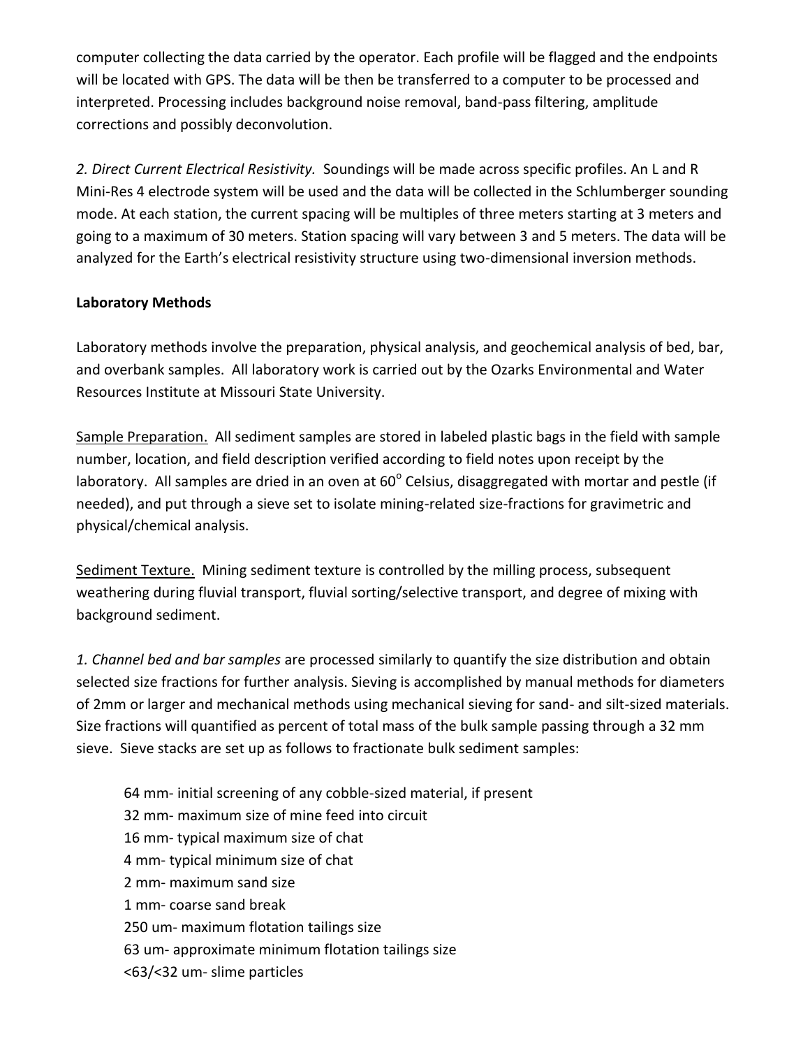computer collecting the data carried by the operator. Each profile will be flagged and the endpoints will be located with GPS. The data will be then be transferred to a computer to be processed and interpreted. Processing includes background noise removal, band-pass filtering, amplitude corrections and possibly deconvolution.

*2. Direct Current Electrical Resistivity.* Soundings will be made across specific profiles. An L and R Mini-Res 4 electrode system will be used and the data will be collected in the Schlumberger sounding mode. At each station, the current spacing will be multiples of three meters starting at 3 meters and going to a maximum of 30 meters. Station spacing will vary between 3 and 5 meters. The data will be analyzed for the Earth's electrical resistivity structure using two-dimensional inversion methods.

**Laboratory Methods**

Laboratory methods involve the preparation, physical analysis, and geochemical analysis of bed, bar, and overbank samples. All laboratory work is carried out by the Ozarks Environmental and Water Resources Institute at Missouri State University.

<u>Sample Preparation.</u> All sediment samples are stored in labeled plastic bags in the field with sample number, location, and field description verified according to field notes upon receipt by the laboratory. All samples are dried in an oven at 60° Celsius, disaggregated with mortar and pestle (if needed), and put through a sieve set to isolate mining-related size-fractions for gravimetric and physical/chemical analysis.

<u>Sediment Texture.</u> Mining sediment texture is controlled by the milling process, subsequent weathering during fluvial transport, fluvial sorting/selective transport, and degree of mixing with background sediment.

*1. Channel bed and bar samples* are processed similarly to quantify the size distribution and obtain selected size fractions for further analysis. Sieving is accomplished by manual methods for diameters of 2mm or larger and mechanical methods using mechanical sieving for sand- and silt-sized materials. Size fractions will quantified as percent of total mass of the bulk sample passing through a 32 mm sieve. Sieve stacks are set up as follows to fractionate bulk sediment samples:

- 64 mm- initial screening of any cobble-sized material, if present
- 32 mm- maximum size of mine feed into circuit
- 16 mm- typical maximum size of chat
- 4 mm- typical minimum size of chat
- 2 mm- maximum sand size
- 1 mm- coarse sand break
- 250 um- maximum flotation tailings size
- 63 um- approximate minimum flotation tailings size
- <63/<32 um- slime particles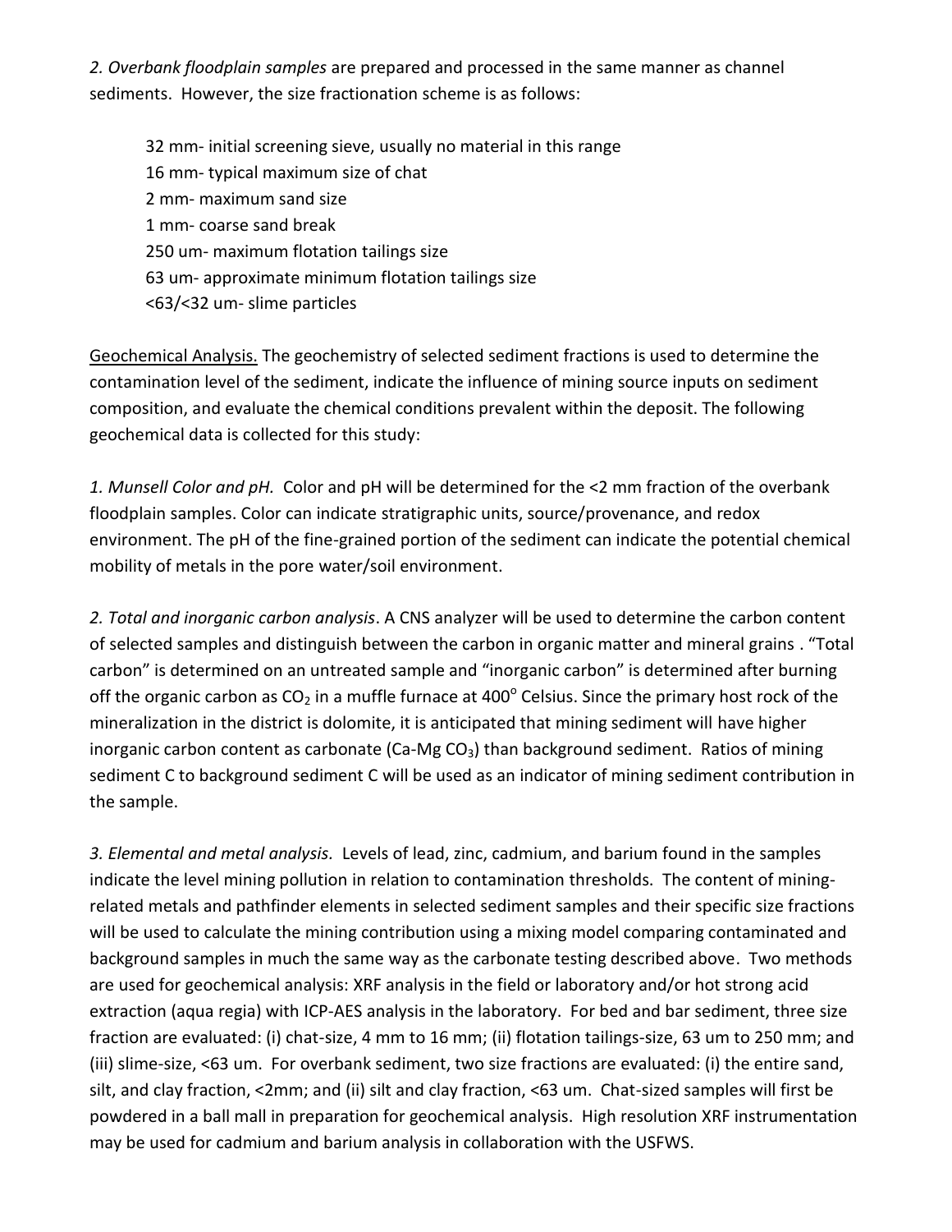*2. Overbank floodplain samples* are prepared and processed in the same manner as channel sediments. However, the size fractionation scheme is as follows:

32 mm- initial screening sieve, usually no material in this range
16 mm- typical maximum size of chat
2 mm- maximum sand size
1 mm- coarse sand break
250 um- maximum flotation tailings size
63 um- approximate minimum flotation tailings size
<63/<32 um- slime particles

<u>Geochemical Analysis.</u> The geochemistry of selected sediment fractions is used to determine the contamination level of the sediment, indicate the influence of mining source inputs on sediment composition, and evaluate the chemical conditions prevalent within the deposit. The following geochemical data is collected for this study:

*1. Munsell Color and pH.* Color and pH will be determined for the <2 mm fraction of the overbank floodplain samples. Color can indicate stratigraphic units, source/provenance, and redox environment. The pH of the fine-grained portion of the sediment can indicate the potential chemical mobility of metals in the pore water/soil environment.

*2. Total and inorganic carbon analysis*. A CNS analyzer will be used to determine the carbon content of selected samples and distinguish between the carbon in organic matter and mineral grains . "Total carbon" is determined on an untreated sample and "inorganic carbon" is determined after burning off the organic carbon as $CO_2$ in a muffle furnace at 400$^o$ Celsius. Since the primary host rock of the mineralization in the district is dolomite, it is anticipated that mining sediment will have higher inorganic carbon content as carbonate (Ca-Mg $CO_3$) than background sediment. Ratios of mining sediment C to background sediment C will be used as an indicator of mining sediment contribution in the sample.

*3. Elemental and metal analysis.* Levels of lead, zinc, cadmium, and barium found in the samples indicate the level mining pollution in relation to contamination thresholds. The content of mining-related metals and pathfinder elements in selected sediment samples and their specific size fractions will be used to calculate the mining contribution using a mixing model comparing contaminated and background samples in much the same way as the carbonate testing described above. Two methods are used for geochemical analysis: XRF analysis in the field or laboratory and/or hot strong acid extraction (aqua regia) with ICP-AES analysis in the laboratory. For bed and bar sediment, three size fraction are evaluated: (i) chat-size, 4 mm to 16 mm; (ii) flotation tailings-size, 63 um to 250 mm; and (iii) slime-size, <63 um. For overbank sediment, two size fractions are evaluated: (i) the entire sand, silt, and clay fraction, <2mm; and (ii) silt and clay fraction, <63 um. Chat-sized samples will first be powdered in a ball mall in preparation for geochemical analysis. High resolution XRF instrumentation may be used for cadmium and barium analysis in collaboration with the USFWS.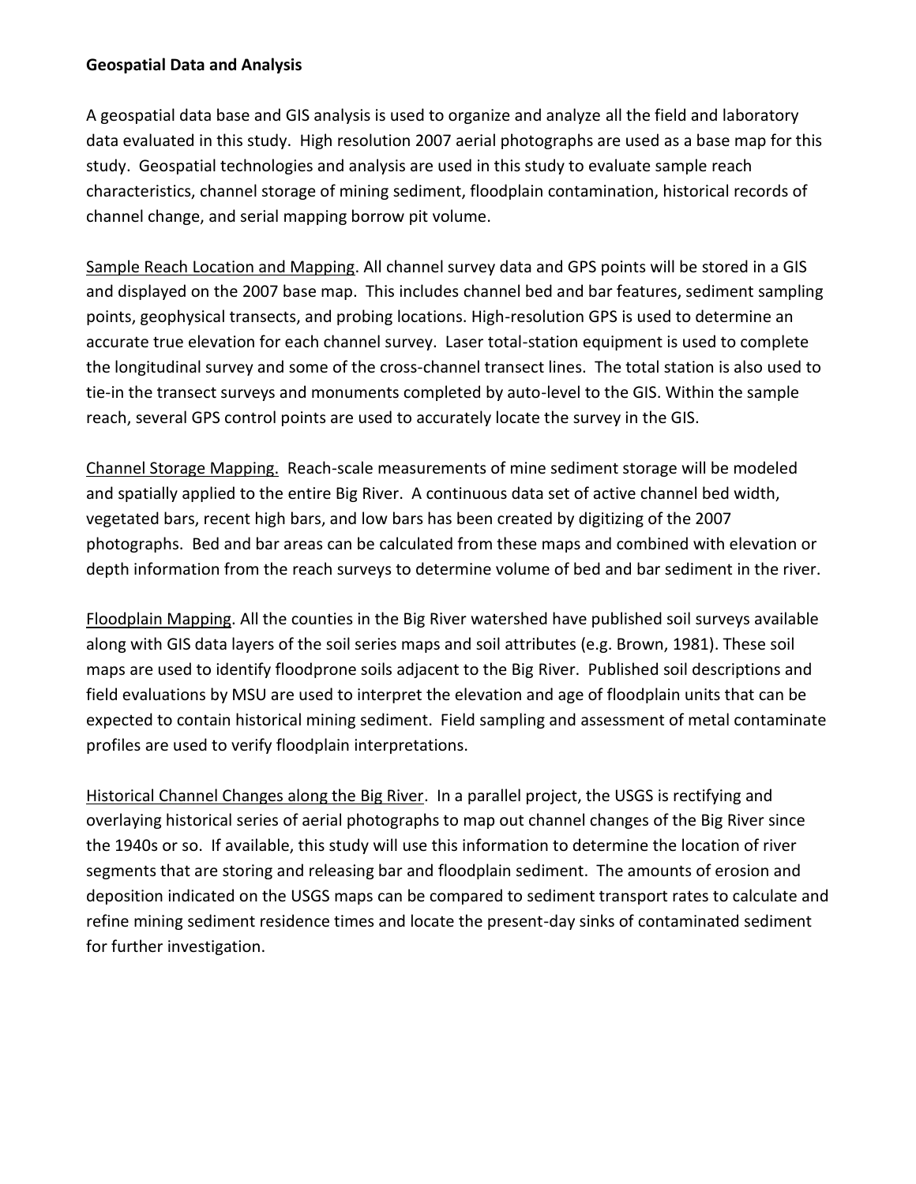**Geospatial Data and Analysis**

A geospatial data base and GIS analysis is used to organize and analyze all the field and laboratory data evaluated in this study. High resolution 2007 aerial photographs are used as a base map for this study. Geospatial technologies and analysis are used in this study to evaluate sample reach characteristics, channel storage of mining sediment, floodplain contamination, historical records of channel change, and serial mapping borrow pit volume.

<u>Sample Reach Location and Mapping</u>. All channel survey data and GPS points will be stored in a GIS and displayed on the 2007 base map. This includes channel bed and bar features, sediment sampling points, geophysical transects, and probing locations. High-resolution GPS is used to determine an accurate true elevation for each channel survey. Laser total-station equipment is used to complete the longitudinal survey and some of the cross-channel transect lines. The total station is also used to tie-in the transect surveys and monuments completed by auto-level to the GIS. Within the sample reach, several GPS control points are used to accurately locate the survey in the GIS.

<u>Channel Storage Mapping.</u> Reach-scale measurements of mine sediment storage will be modeled and spatially applied to the entire Big River. A continuous data set of active channel bed width, vegetated bars, recent high bars, and low bars has been created by digitizing of the 2007 photographs. Bed and bar areas can be calculated from these maps and combined with elevation or depth information from the reach surveys to determine volume of bed and bar sediment in the river.

<u>Floodplain Mapping</u>. All the counties in the Big River watershed have published soil surveys available along with GIS data layers of the soil series maps and soil attributes (e.g. Brown, 1981). These soil maps are used to identify floodprone soils adjacent to the Big River. Published soil descriptions and field evaluations by MSU are used to interpret the elevation and age of floodplain units that can be expected to contain historical mining sediment. Field sampling and assessment of metal contaminate profiles are used to verify floodplain interpretations.

<u>Historical Channel Changes along the Big River</u>. In a parallel project, the USGS is rectifying and overlaying historical series of aerial photographs to map out channel changes of the Big River since the 1940s or so. If available, this study will use this information to determine the location of river segments that are storing and releasing bar and floodplain sediment. The amounts of erosion and deposition indicated on the USGS maps can be compared to sediment transport rates to calculate and refine mining sediment residence times and locate the present-day sinks of contaminated sediment for further investigation.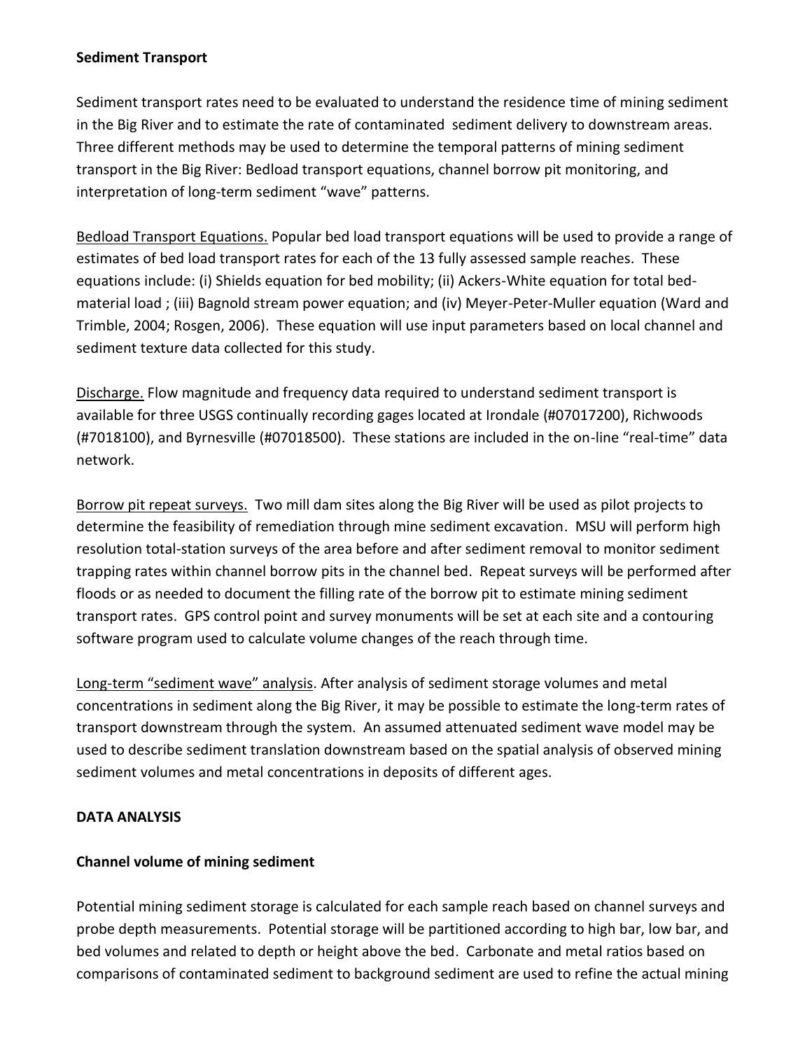**Sediment Transport**

Sediment transport rates need to be evaluated to understand the residence time of mining sediment in the Big River and to estimate the rate of contaminated sediment delivery to downstream areas. Three different methods may be used to determine the temporal patterns of mining sediment transport in the Big River: Bedload transport equations, channel borrow pit monitoring, and interpretation of long-term sediment "wave" patterns.

<u>Bedload Transport Equations.</u> Popular bed load transport equations will be used to provide a range of estimates of bed load transport rates for each of the 13 fully assessed sample reaches. These equations include: (i) Shields equation for bed mobility; (ii) Ackers-White equation for total bed-material load ; (iii) Bagnold stream power equation; and (iv) Meyer-Peter-Muller equation (Ward and Trimble, 2004; Rosgen, 2006). These equation will use input parameters based on local channel and sediment texture data collected for this study.

<u>Discharge.</u> Flow magnitude and frequency data required to understand sediment transport is available for three USGS continually recording gages located at Irondale (#07017200), Richwoods (#7018100), and Byrnesville (#07018500). These stations are included in the on-line "real-time" data network.

<u>Borrow pit repeat surveys.</u> Two mill dam sites along the Big River will be used as pilot projects to determine the feasibility of remediation through mine sediment excavation. MSU will perform high resolution total-station surveys of the area before and after sediment removal to monitor sediment trapping rates within channel borrow pits in the channel bed. Repeat surveys will be performed after floods or as needed to document the filling rate of the borrow pit to estimate mining sediment transport rates. GPS control point and survey monuments will be set at each site and a contouring software program used to calculate volume changes of the reach through time.

<u>Long-term "sediment wave" analysis</u>. After analysis of sediment storage volumes and metal concentrations in sediment along the Big River, it may be possible to estimate the long-term rates of transport downstream through the system. An assumed attenuated sediment wave model may be used to describe sediment translation downstream based on the spatial analysis of observed mining sediment volumes and metal concentrations in deposits of different ages.

**DATA ANALYSIS**

**Channel volume of mining sediment**

Potential mining sediment storage is calculated for each sample reach based on channel surveys and probe depth measurements. Potential storage will be partitioned according to high bar, low bar, and bed volumes and related to depth or height above the bed. Carbonate and metal ratios based on comparisons of contaminated sediment to background sediment are used to refine the actual mining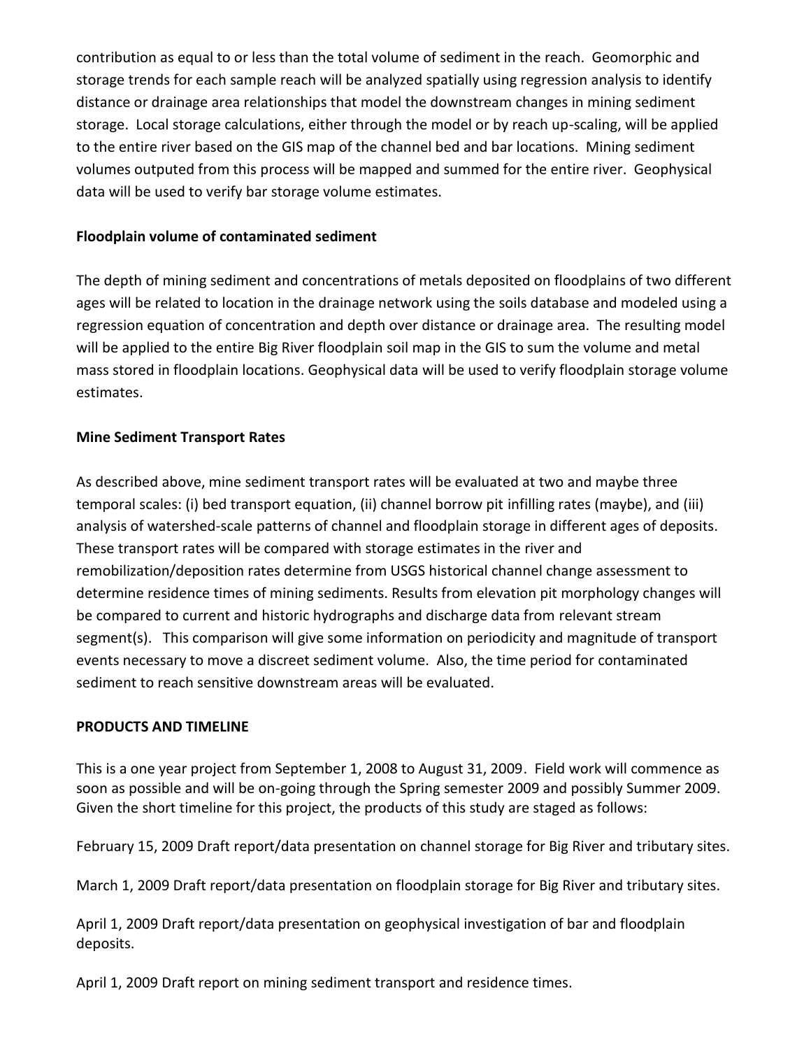contribution as equal to or less than the total volume of sediment in the reach. Geomorphic and storage trends for each sample reach will be analyzed spatially using regression analysis to identify distance or drainage area relationships that model the downstream changes in mining sediment storage. Local storage calculations, either through the model or by reach up-scaling, will be applied to the entire river based on the GIS map of the channel bed and bar locations. Mining sediment volumes outputed from this process will be mapped and summed for the entire river. Geophysical data will be used to verify bar storage volume estimates.

**Floodplain volume of contaminated sediment**

The depth of mining sediment and concentrations of metals deposited on floodplains of two different ages will be related to location in the drainage network using the soils database and modeled using a regression equation of concentration and depth over distance or drainage area. The resulting model will be applied to the entire Big River floodplain soil map in the GIS to sum the volume and metal mass stored in floodplain locations. Geophysical data will be used to verify floodplain storage volume estimates.

**Mine Sediment Transport Rates**

As described above, mine sediment transport rates will be evaluated at two and maybe three temporal scales: (i) bed transport equation, (ii) channel borrow pit infilling rates (maybe), and (iii) analysis of watershed-scale patterns of channel and floodplain storage in different ages of deposits. These transport rates will be compared with storage estimates in the river and remobilization/deposition rates determine from USGS historical channel change assessment to determine residence times of mining sediments. Results from elevation pit morphology changes will be compared to current and historic hydrographs and discharge data from relevant stream segment(s). This comparison will give some information on periodicity and magnitude of transport events necessary to move a discreet sediment volume. Also, the time period for contaminated sediment to reach sensitive downstream areas will be evaluated.

**PRODUCTS AND TIMELINE**

This is a one year project from September 1, 2008 to August 31, 2009. Field work will commence as soon as possible and will be on-going through the Spring semester 2009 and possibly Summer 2009. Given the short timeline for this project, the products of this study are staged as follows:

February 15, 2009 Draft report/data presentation on channel storage for Big River and tributary sites.

March 1, 2009 Draft report/data presentation on floodplain storage for Big River and tributary sites.

April 1, 2009 Draft report/data presentation on geophysical investigation of bar and floodplain deposits.

April 1, 2009 Draft report on mining sediment transport and residence times.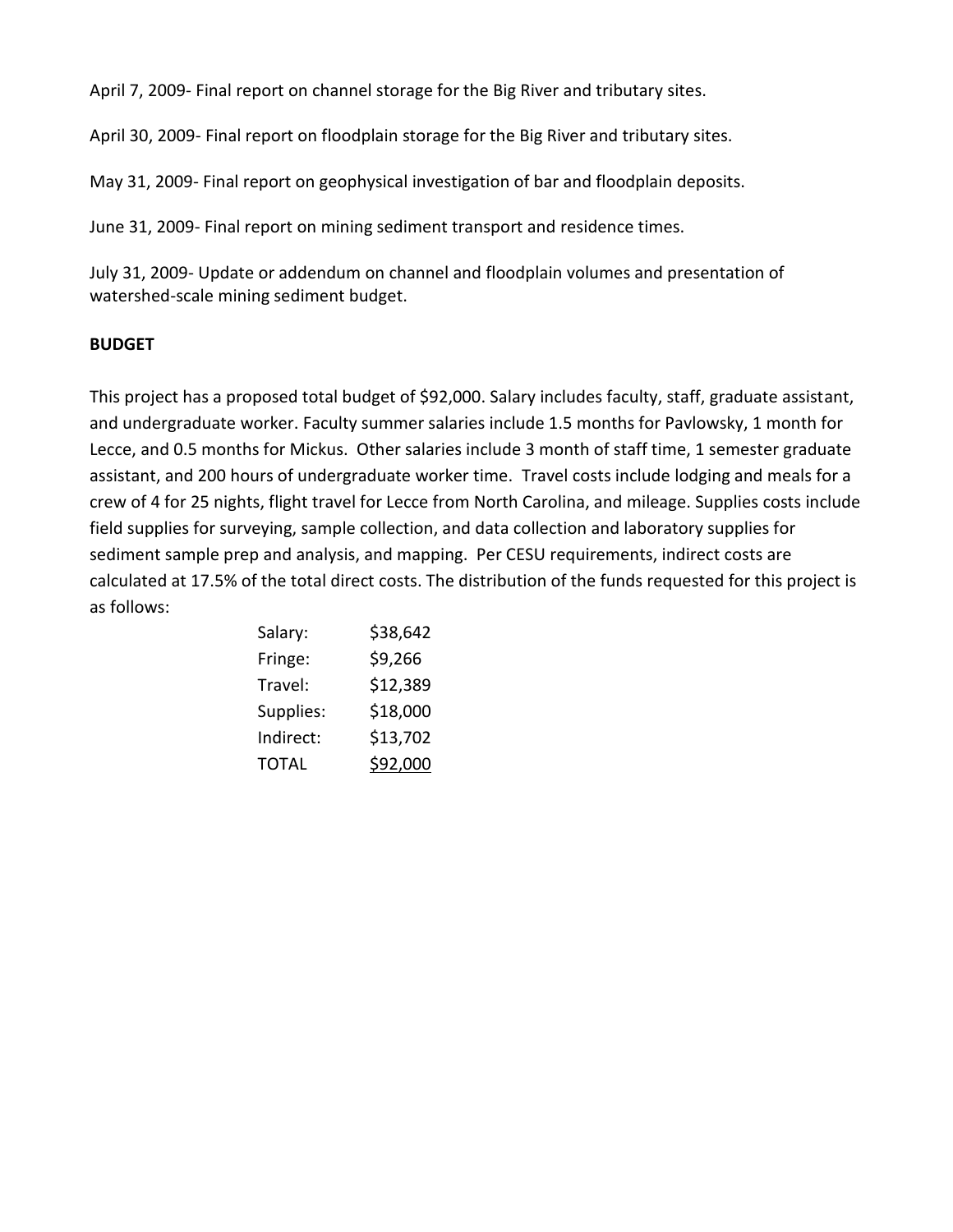April 7, 2009- Final report on channel storage for the Big River and tributary sites.

April 30, 2009- Final report on floodplain storage for the Big River and tributary sites.

May 31, 2009- Final report on geophysical investigation of bar and floodplain deposits.

June 31, 2009- Final report on mining sediment transport and residence times.

July 31, 2009- Update or addendum on channel and floodplain volumes and presentation of watershed-scale mining sediment budget.

**BUDGET**

This project has a proposed total budget of $92,000. Salary includes faculty, staff, graduate assistant, and undergraduate worker. Faculty summer salaries include 1.5 months for Pavlowsky, 1 month for Lecce, and 0.5 months for Mickus. Other salaries include 3 month of staff time, 1 semester graduate assistant, and 200 hours of undergraduate worker time. Travel costs include lodging and meals for a crew of 4 for 25 nights, flight travel for Lecce from North Carolina, and mileage. Supplies costs include field supplies for surveying, sample collection, and data collection and laboratory supplies for sediment sample prep and analysis, and mapping. Per CESU requirements, indirect costs are calculated at 17.5% of the total direct costs. The distribution of the funds requested for this project is as follows:

| | |
|---|---|
| Salary: | $38,642 |
| Fringe: | $9,266 |
| Travel: | $12,389 |
| Supplies: | $18,000 |
| Indirect: | $13,702 |
| TOTAL | $92,000 |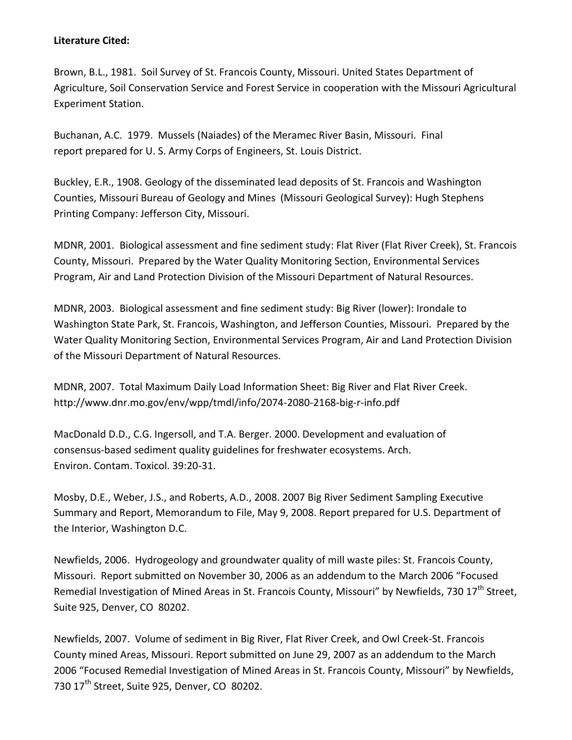**Literature Cited:**

Brown, B.L., 1981. Soil Survey of St. Francois County, Missouri. United States Department of Agriculture, Soil Conservation Service and Forest Service in cooperation with the Missouri Agricultural Experiment Station.

Buchanan, A.C. 1979. Mussels (Naiades) of the Meramec River Basin, Missouri. Final report prepared for U. S. Army Corps of Engineers, St. Louis District.

Buckley, E.R., 1908. Geology of the disseminated lead deposits of St. Francois and Washington Counties, Missouri Bureau of Geology and Mines (Missouri Geological Survey): Hugh Stephens Printing Company: Jefferson City, Missouri.

MDNR, 2001. Biological assessment and fine sediment study: Flat River (Flat River Creek), St. Francois County, Missouri. Prepared by the Water Quality Monitoring Section, Environmental Services Program, Air and Land Protection Division of the Missouri Department of Natural Resources.

MDNR, 2003. Biological assessment and fine sediment study: Big River (lower): Irondale to Washington State Park, St. Francois, Washington, and Jefferson Counties, Missouri. Prepared by the Water Quality Monitoring Section, Environmental Services Program, Air and Land Protection Division of the Missouri Department of Natural Resources.

MDNR, 2007. Total Maximum Daily Load Information Sheet: Big River and Flat River Creek. http://www.dnr.mo.gov/env/wpp/tmdl/info/2074-2080-2168-big-r-info.pdf

MacDonald D.D., C.G. Ingersoll, and T.A. Berger. 2000. Development and evaluation of consensus-based sediment quality guidelines for freshwater ecosystems. Arch. Environ. Contam. Toxicol. 39:20-31.

Mosby, D.E., Weber, J.S., and Roberts, A.D., 2008. 2007 Big River Sediment Sampling Executive Summary and Report, Memorandum to File, May 9, 2008. Report prepared for U.S. Department of the Interior, Washington D.C.

Newfields, 2006. Hydrogeology and groundwater quality of mill waste piles: St. Francois County, Missouri. Report submitted on November 30, 2006 as an addendum to the March 2006 "Focused Remedial Investigation of Mined Areas in St. Francois County, Missouri" by Newfields, 730 17th Street, Suite 925, Denver, CO 80202.

Newfields, 2007. Volume of sediment in Big River, Flat River Creek, and Owl Creek-St. Francois County mined Areas, Missouri. Report submitted on June 29, 2007 as an addendum to the March 2006 "Focused Remedial Investigation of Mined Areas in St. Francois County, Missouri" by Newfields, 730 17th Street, Suite 925, Denver, CO 80202.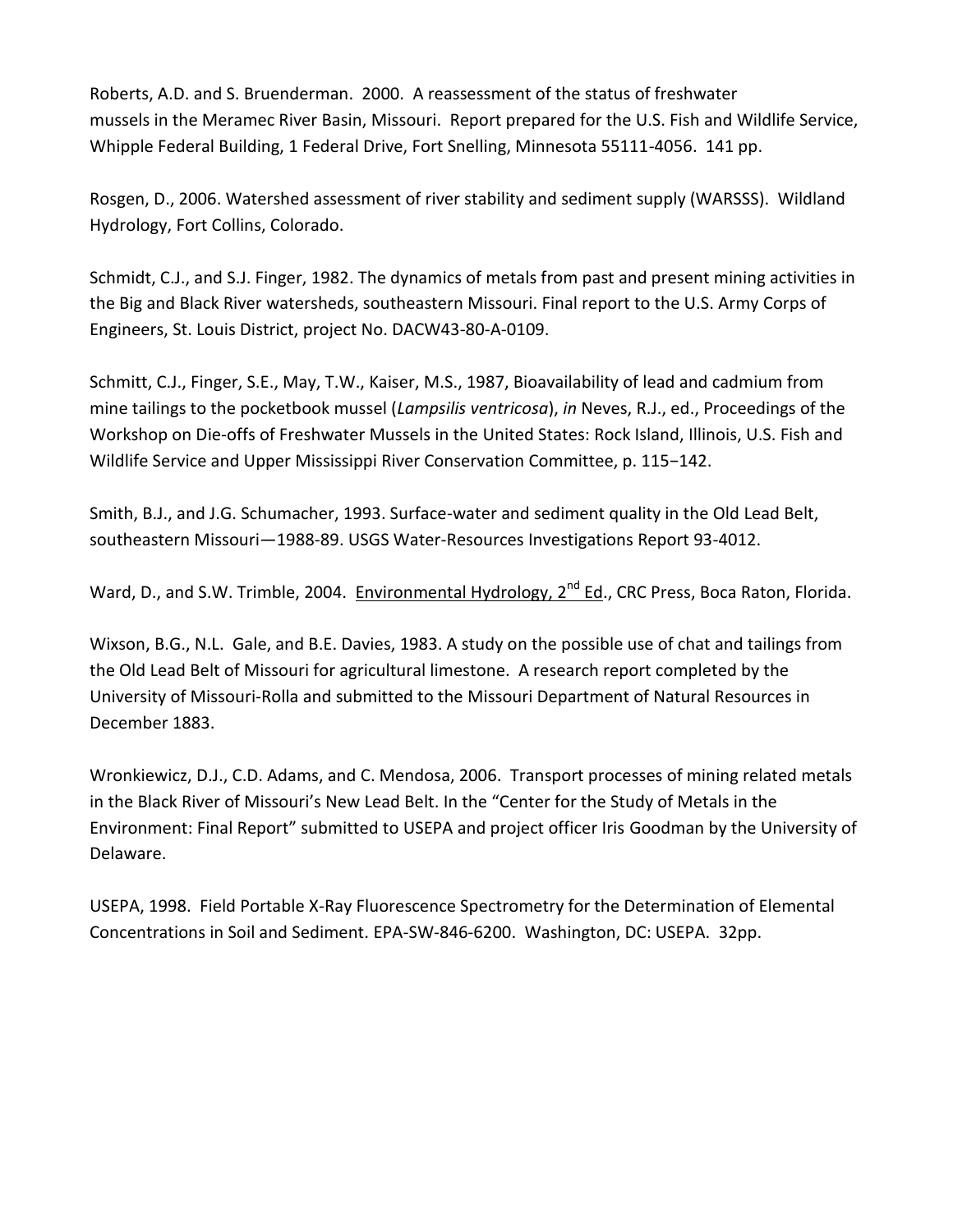Roberts, A.D. and S. Bruenderman. 2000. A reassessment of the status of freshwater mussels in the Meramec River Basin, Missouri. Report prepared for the U.S. Fish and Wildlife Service, Whipple Federal Building, 1 Federal Drive, Fort Snelling, Minnesota 55111-4056. 141 pp.

Rosgen, D., 2006. Watershed assessment of river stability and sediment supply (WARSSS). Wildland Hydrology, Fort Collins, Colorado.

Schmidt, C.J., and S.J. Finger, 1982. The dynamics of metals from past and present mining activities in the Big and Black River watersheds, southeastern Missouri. Final report to the U.S. Army Corps of Engineers, St. Louis District, project No. DACW43-80-A-0109.

Schmitt, C.J., Finger, S.E., May, T.W., Kaiser, M.S., 1987, Bioavailability of lead and cadmium from mine tailings to the pocketbook mussel (*Lampsilis ventricosa*), *in* Neves, R.J., ed., Proceedings of the Workshop on Die-offs of Freshwater Mussels in the United States: Rock Island, Illinois, U.S. Fish and Wildlife Service and Upper Mississippi River Conservation Committee, p. 115−142.

Smith, B.J., and J.G. Schumacher, 1993. Surface-water and sediment quality in the Old Lead Belt, southeastern Missouri—1988-89. USGS Water-Resources Investigations Report 93-4012.

Ward, D., and S.W. Trimble, 2004. Environmental Hydrology, 2nd Ed., CRC Press, Boca Raton, Florida.

Wixson, B.G., N.L. Gale, and B.E. Davies, 1983. A study on the possible use of chat and tailings from the Old Lead Belt of Missouri for agricultural limestone. A research report completed by the University of Missouri-Rolla and submitted to the Missouri Department of Natural Resources in December 1883.

Wronkiewicz, D.J., C.D. Adams, and C. Mendosa, 2006. Transport processes of mining related metals in the Black River of Missouri's New Lead Belt. In the "Center for the Study of Metals in the Environment: Final Report" submitted to USEPA and project officer Iris Goodman by the University of Delaware.

USEPA, 1998. Field Portable X-Ray Fluorescence Spectrometry for the Determination of Elemental Concentrations in Soil and Sediment. EPA-SW-846-6200. Washington, DC: USEPA. 32pp.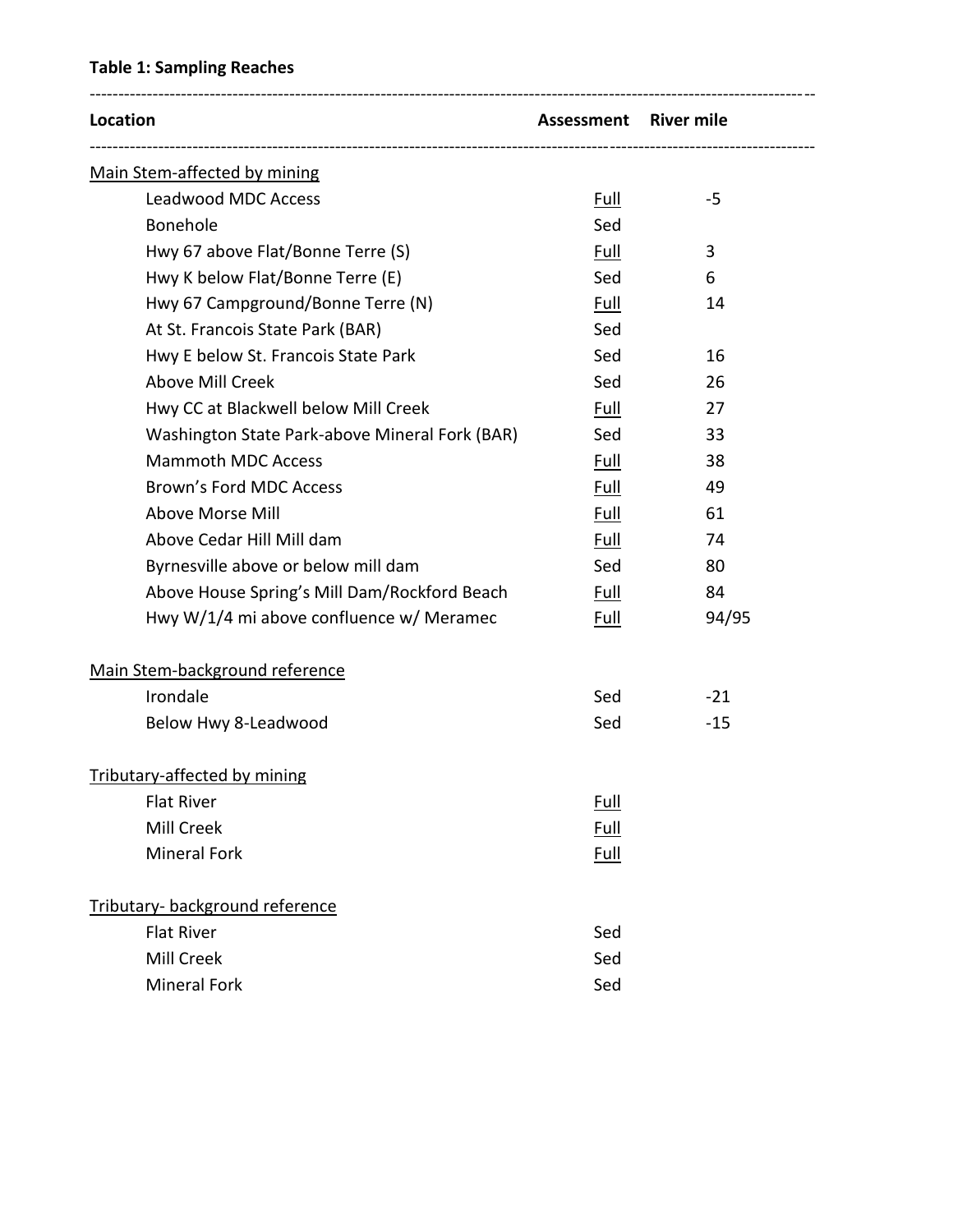**Table 1: Sampling Reaches**

| Location | Assessment | River mile |
|---|---|---|
| Main Stem-affected by mining | | |
| Leadwood MDC Access | Full | -5 |
| Bonehole | Sed | |
| Hwy 67 above Flat/Bonne Terre (S) | Full | 3 |
| Hwy K below Flat/Bonne Terre (E) | Sed | 6 |
| Hwy 67 Campground/Bonne Terre (N) | Full | 14 |
| At St. Francois State Park (BAR) | Sed | |
| Hwy E below St. Francois State Park | Sed | 16 |
| Above Mill Creek | Sed | 26 |
| Hwy CC at Blackwell below Mill Creek | Full | 27 |
| Washington State Park-above Mineral Fork (BAR) | Sed | 33 |
| Mammoth MDC Access | Full | 38 |
| Brown's Ford MDC Access | Full | 49 |
| Above Morse Mill | Full | 61 |
| Above Cedar Hill Mill dam | Full | 74 |
| Byrnesville above or below mill dam | Sed | 80 |
| Above House Spring's Mill Dam/Rockford Beach | Full | 84 |
| Hwy W/1/4 mi above confluence w/ Meramec | Full | 94/95 |
| Main Stem-background reference | | |
| Irondale | Sed | -21 |
| Below Hwy 8-Leadwood | Sed | -15 |
| Tributary-affected by mining | | |
| Flat River | Full | |
| Mill Creek | Full | |
| Mineral Fork | Full | |
| Tributary- background reference | | |
| Flat River | Sed | |
| Mill Creek | Sed | |
| Mineral Fork | Sed | |